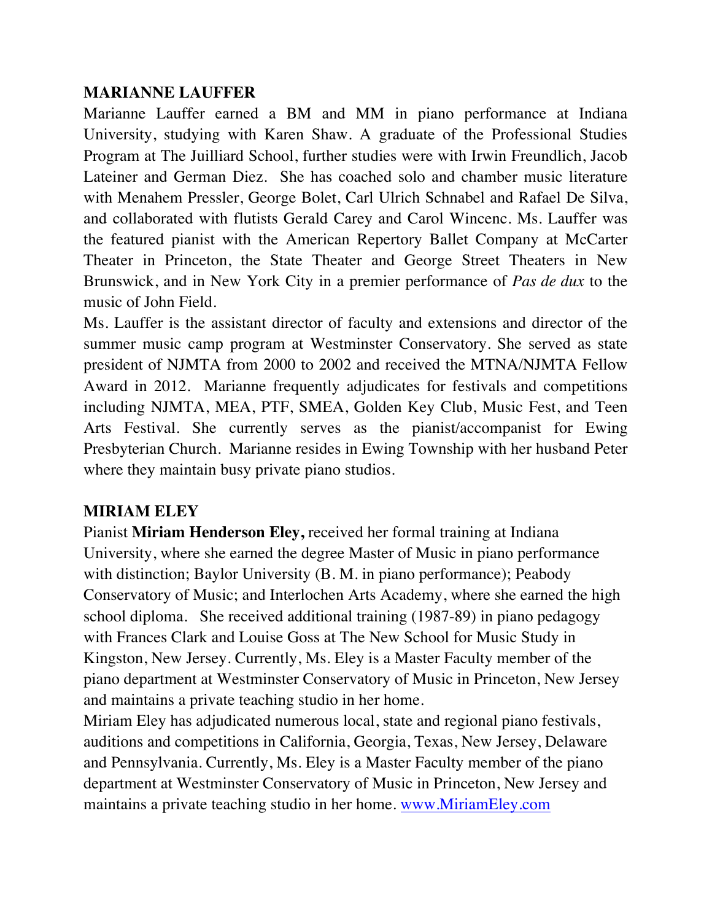## MARIANNE LAUFFER

Marianne Lauffer earned a BM and MM in piano performance at Indiana University, studying with Karen Shaw. A graduate of the Professional Studies Program at The Juilliard School, further studies were with Irwin Freundlich, Jacob Lateiner and German Diez. She has coached solo and chamber music literature with Menahem Pressler, George Bolet, Carl Ulrich Schnabel and Rafael De Silva, and collaborated with flutists Gerald Carey and Carol Wincenc. Ms. Lauffer was the featured pianist with the American Repertory Ballet Company at McCarter Theater in Princeton, the State Theater and George Street Theaters in New Brunswick, and in New York City in a premier performance of *Pas de dux* to the music of John Field.

Ms. Lauffer is the assistant director of faculty and extensions and director of the summer music camp program at Westminster Conservatory. She served as state president of NJMTA from 2000 to 2002 and received the MTNA/NJMTA Fellow Award in 2012. Marianne frequently adjudicates for festivals and competitions including NJMTA, MEA, PTF, SMEA, Golden Key Club, Music Fest, and Teen Arts Festival. She currently serves as the pianist/accompanist for Ewing Presbyterian Church. Marianne resides in Ewing Township with her husband Peter where they maintain busy private piano studios.

## MIRIAM ELEY

Pianist **Miriam Henderson Eley,** received her formal training at Indiana University, where she earned the degree Master of Music in piano performance with distinction; Baylor University (B. M. in piano performance); Peabody Conservatory of Music; and Interlochen Arts Academy, where she earned the high school diploma. She received additional training (1987-89) in piano pedagogy with Frances Clark and Louise Goss at The New School for Music Study in Kingston, New Jersey. Currently, Ms. Eley is a Master Faculty member of the piano department at Westminster Conservatory of Music in Princeton, New Jersey and maintains a private teaching studio in her home.

Miriam Eley has adjudicated numerous local, state and regional piano festivals, auditions and competitions in California, Georgia, Texas, New Jersey, Delaware and Pennsylvania. Currently, Ms. Eley is a Master Faculty member of the piano department at Westminster Conservatory of Music in Princeton, New Jersey and maintains a private teaching studio in her home. [www.MiriamEley.com](http://www.MiriamEley.com)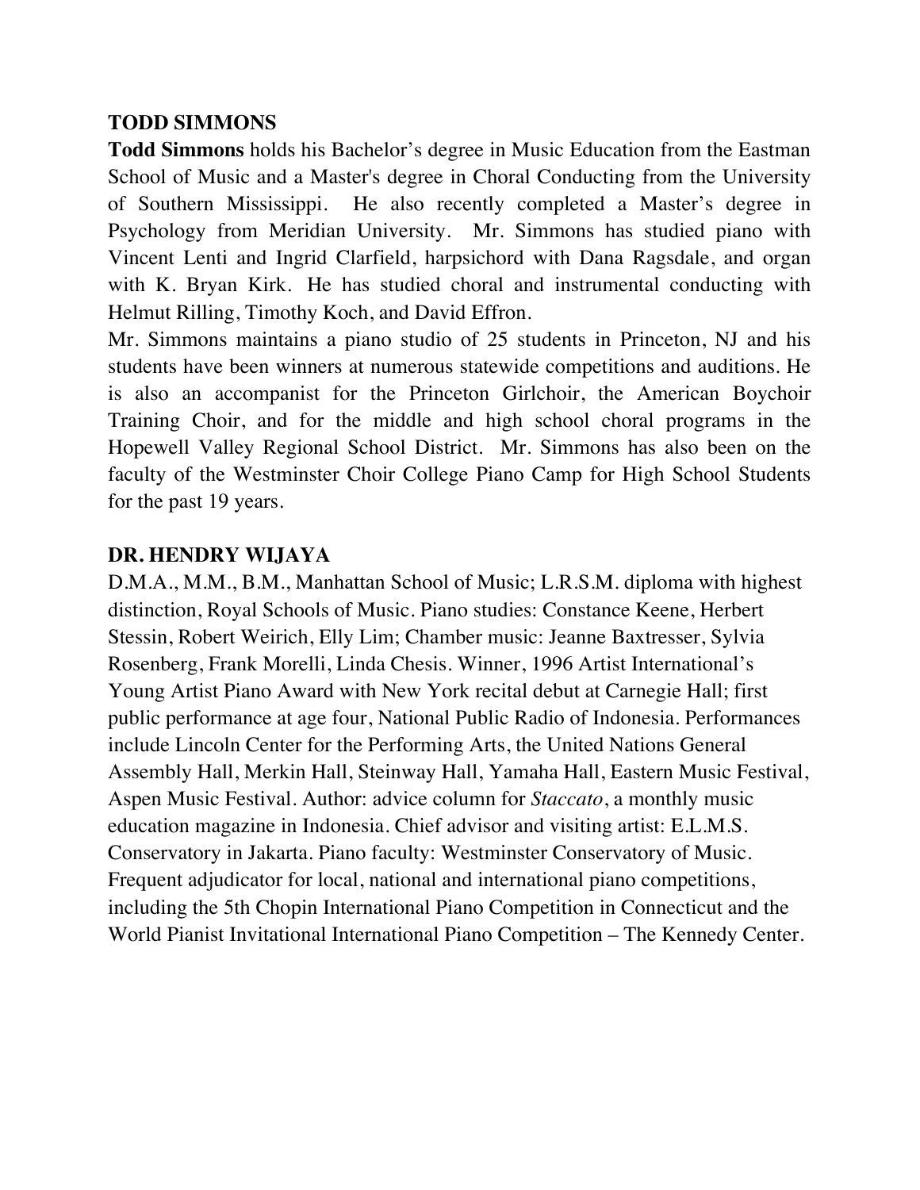## TODD SIMMONS

**Todd Simmons** holds his Bachelor's degree in Music Education from the Eastman School of Music and a Master's degree in Choral Conducting from the University of Southern Mississippi. He also recently completed a Master's degree in Psychology from Meridian University. Mr. Simmons has studied piano with Vincent Lenti and Ingrid Clarfield, harpsichord with Dana Ragsdale, and organ with K. Bryan Kirk. He has studied choral and instrumental conducting with Helmut Rilling, Timothy Koch, and David Effron.

Mr. Simmons maintains a piano studio of 25 students in Princeton, NJ and his students have been winners at numerous statewide competitions and auditions. He is also an accompanist for the Princeton Girlchoir, the American Boychoir Training Choir, and for the middle and high school choral programs in the Hopewell Valley Regional School District. Mr. Simmons has also been on the faculty of the Westminster Choir College Piano Camp for High School Students for the past 19 years.

## DR. HENDRY WIJAYA

D.M.A., M.M., B.M., Manhattan School of Music; L.R.S.M. diploma with highest distinction, Royal Schools of Music. Piano studies: Constance Keene, Herbert Stessin, Robert Weirich, Elly Lim; Chamber music: Jeanne Baxtresser, Sylvia Rosenberg, Frank Morelli, Linda Chesis. Winner, 1996 Artist International's Young Artist Piano Award with New York recital debut at Carnegie Hall; first public performance at age four, National Public Radio of Indonesia. Performances include Lincoln Center for the Performing Arts, the United Nations General Assembly Hall, Merkin Hall, Steinway Hall, Yamaha Hall, Eastern Music Festival, Aspen Music Festival. Author: advice column for *Staccato*, a monthly music education magazine in Indonesia. Chief advisor and visiting artist: E.L.M.S. Conservatory in Jakarta. Piano faculty: Westminster Conservatory of Music. Frequent adjudicator for local, national and international piano competitions, including the 5th Chopin International Piano Competition in Connecticut and the World Pianist Invitational International Piano Competition – The Kennedy Center.